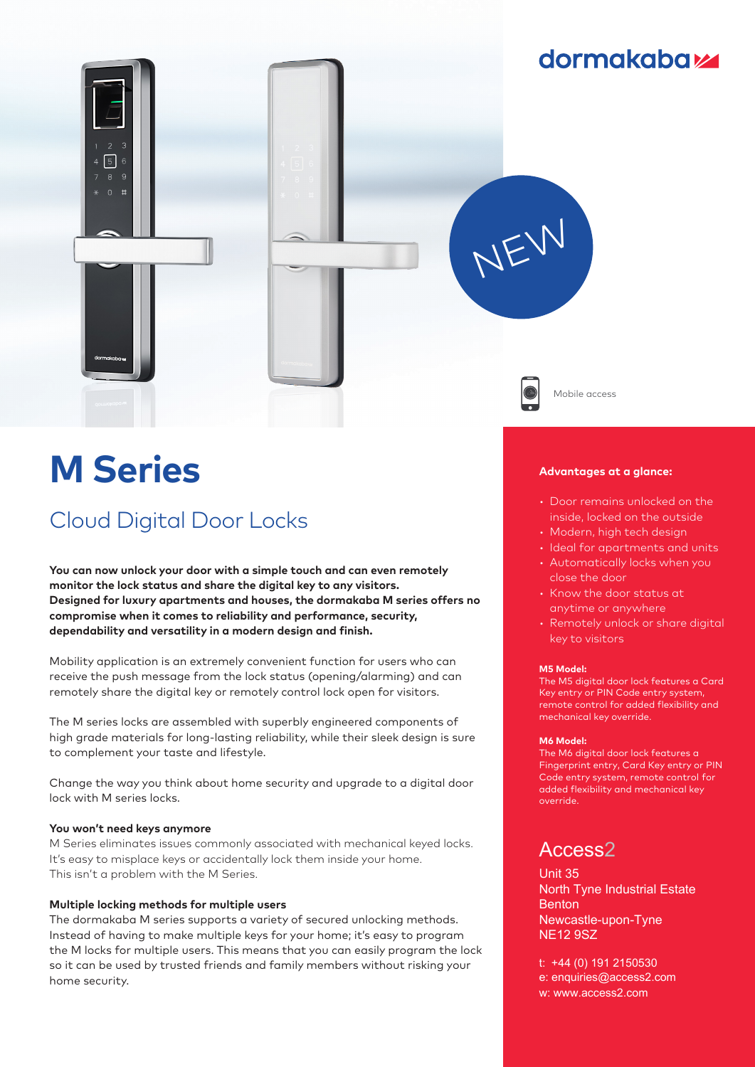dormakaba

NEW

Mobile access

# M Series

## Cloud Digital Door Locks

**You can now unlock your door with a simple touch and can even remotely monitor the lock status and share the digital key to any visitors. Designed for luxury apartments and houses, the dormakaba M series offers no compromise when it comes to reliability and performance, security, dependability and versatility in a modern design and finish.**

Mobility application is an extremely convenient function for users who can receive the push message from the lock status (opening/alarming) and can remotely share the digital key or remotely control lock open for visitors.

The M series locks are assembled with superbly engineered components of high grade materials for long-lasting reliability, while their sleek design is sure to complement your taste and lifestyle.

Change the way you think about home security and upgrade to a digital door lock with M series locks.

#### You won't need keys anymore

M Series eliminates issues commonly associated with mechanical keyed locks. It's easy to misplace keys or accidentally lock them inside your home. This isn't a problem with the M Series.

#### Multiple locking methods for multiple users

The dormakaba M series supports a variety of secured unlocking methods. Instead of having to make multiple keys for your home; it's easy to program the M locks for multiple users. This means that you can easily program the lock so it can be used by trusted friends and family members without risking your home security.

#### Advantages at a glance:

- Door remains unlocked on the inside, locked on the outside
- Modern, high tech design
- Ideal for apartments and units
- Automatically locks when you close the door
- Know the door status at anytime or anywhere
- Remotely unlock or share digital key to visitors

**M5 Model:**
The M5 digital door lock features a Card Key entry or PIN Code entry system, remote control for added flexibility and mechanical key override.

**M6 Model:**
The M6 digital door lock features a Fingerprint entry, Card Key entry or PIN Code entry system, remote control for added flexibility and mechanical key override.

### Access2

Unit 35
North Tyne Industrial Estate
Benton
Newcastle-upon-Tyne
NE12 9SZ

t: +44 (0) 191 2150530
e: enquiries@access2.com
w: www.access2.com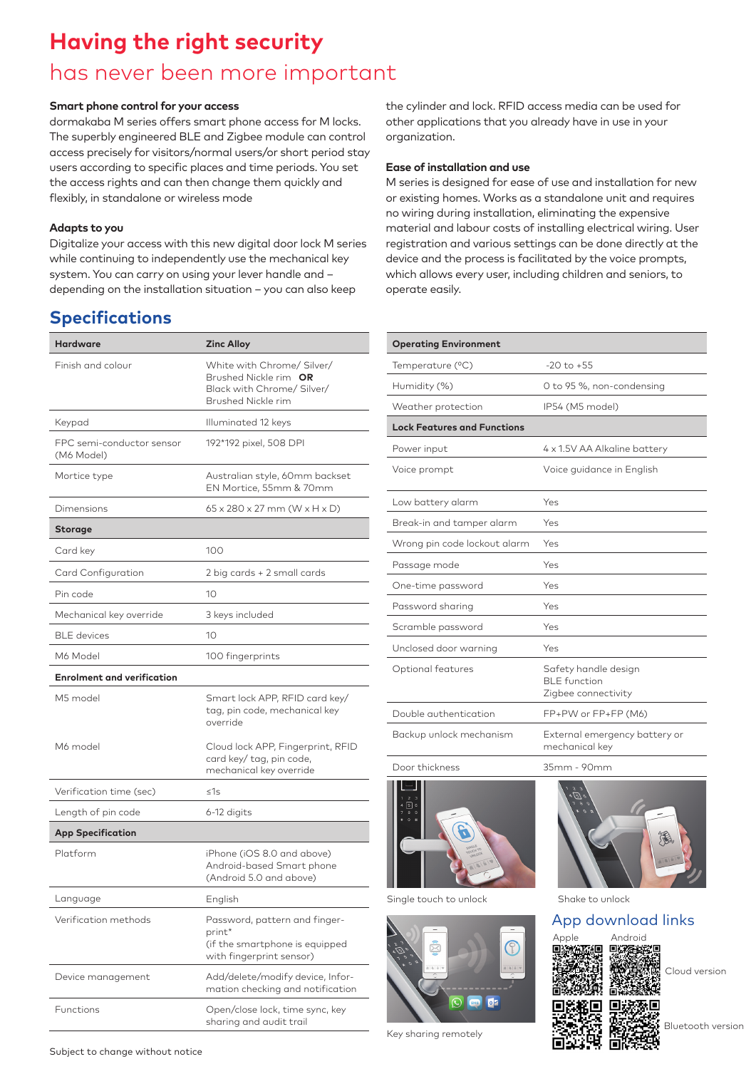# Having the right security

## has never been more important

### Smart phone control for your access

dormakaba M series offers smart phone access for M locks. The superbly engineered BLE and Zigbee module can control access precisely for visitors/normal users/or short period stay users according to specific places and time periods. You set the access rights and can then change them quickly and flexibly, in standalone or wireless mode

### Adapts to you

Digitalize your access with this new digital door lock M series while continuing to independently use the mechanical key system. You can carry on using your lever handle and – depending on the installation situation – you can also keep the cylinder and lock. RFID access media can be used for other applications that you already have in use in your organization.

### Ease of installation and use

M series is designed for ease of use and installation for new or existing homes. Works as a standalone unit and requires no wiring during installation, eliminating the expensive material and labour costs of installing electrical wiring. User registration and various settings can be done directly at the device and the process is facilitated by the voice prompts, which allows every user, including children and seniors, to operate easily.

## Specifications

| Hardware | Zinc Alloy |
|---|---|
| Finish and colour | White with Chrome/ Silver/ Brushed Nickle rim **OR** Black with Chrome/ Silver/ Brushed Nickle rim |
| Keypad | Illuminated 12 keys |
| FPC semi-conductor sensor (M6 Model) | 192*192 pixel, 508 DPI |
| Mortice type | Australian style, 60mm backset EN Mortice, 55mm & 70mm |
| Dimensions | 65 x 280 x 27 mm (W x H x D) |
| **Storage** | |
| Card key | 100 |
| Card Configuration | 2 big cards + 2 small cards |
| Pin code | 10 |
| Mechanical key override | 3 keys included |
| BLE devices | 10 |
| M6 Model | 100 fingerprints |
| **Enrolment and verification** | |
| M5 model | Smart lock APP, RFID card key/ tag, pin code, mechanical key override |
| M6 model | Cloud lock APP, Fingerprint, RFID card key/ tag, pin code, mechanical key override |
| Verification time (sec) | ≤1s |
| Length of pin code | 6-12 digits |
| **App Specification** | |
| Platform | iPhone (iOS 8.0 and above) Android-based Smart phone (Android 5.0 and above) |
| Language | English |
| Verification methods | Password, pattern and finger-print* (if the smartphone is equipped with fingerprint sensor) |
| Device management | Add/delete/modify device, Information checking and notification |
| Functions | Open/close lock, time sync, key sharing and audit trail |

| Operating Environment | |
|---|---|
| Temperature (°C) | -20 to +55 |
| Humidity (%) | 0 to 95 %, non-condensing |
| Weather protection | IP54 (M5 model) |
| **Lock Features and Functions** | |
| Power input | 4 x 1.5V AA Alkaline battery |
| Voice prompt | Voice guidance in English |
| Low battery alarm | Yes |
| Break-in and tamper alarm | Yes |
| Wrong pin code lockout alarm | Yes |
| Passage mode | Yes |
| One-time password | Yes |
| Password sharing | Yes |
| Scramble password | Yes |
| Unclosed door warning | Yes |
| Optional features | Safety handle design BLE function Zigbee connectivity |
| Double authentication | FP+PW or FP+FP (M6) |
| Backup unlock mechanism | External emergency battery or mechanical key |
| Door thickness | 35mm - 90mm |

Single touch to unlock

Shake to unlock

Key sharing remotely

### App download links

Apple

Android

Cloud version

Bluetooth version

Subject to change without notice